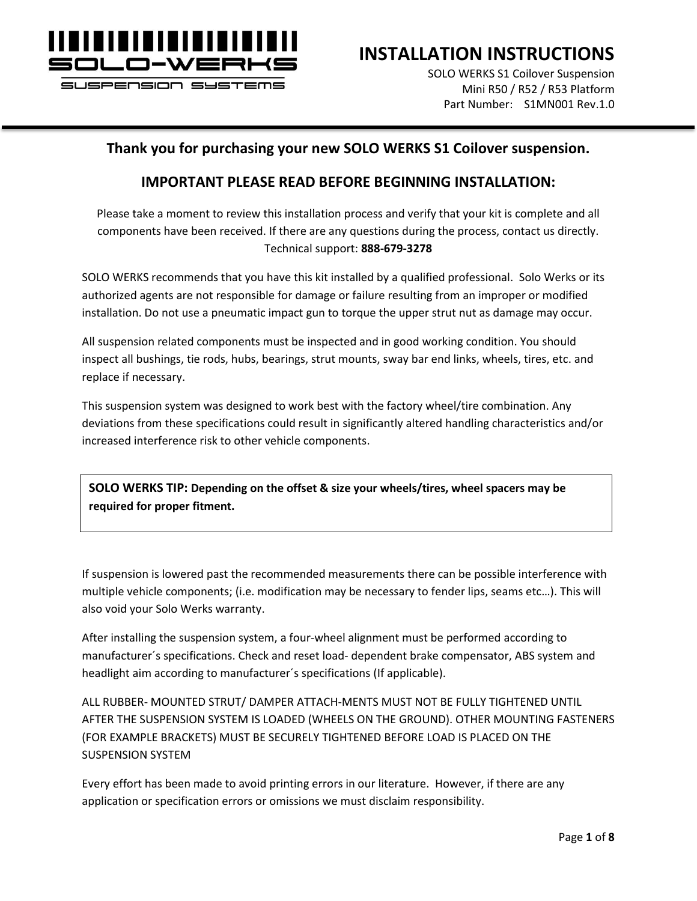SOLO-WERKS

SUSPENSION SYSTEMS

# INSTALLATION INSTRUCTIONS

SOLO WERKS S1 Coilover Suspension
Mini R50 / R52 / R53 Platform
Part Number: S1MN001 Rev.1.0

## Thank you for purchasing your new SOLO WERKS S1 Coilover suspension.

## IMPORTANT PLEASE READ BEFORE BEGINNING INSTALLATION:

Please take a moment to review this installation process and verify that your kit is complete and all components have been received. If there are any questions during the process, contact us directly. Technical support: **888-679-3278**

SOLO WERKS recommends that you have this kit installed by a qualified professional. Solo Werks or its authorized agents are not responsible for damage or failure resulting from an improper or modified installation. Do not use a pneumatic impact gun to torque the upper strut nut as damage may occur.

All suspension related components must be inspected and in good working condition. You should inspect all bushings, tie rods, hubs, bearings, strut mounts, sway bar end links, wheels, tires, etc. and replace if necessary.

This suspension system was designed to work best with the factory wheel/tire combination. Any deviations from these specifications could result in significantly altered handling characteristics and/or increased interference risk to other vehicle components.

> **SOLO WERKS TIP: Depending on the offset & size your wheels/tires, wheel spacers may be required for proper fitment.**

If suspension is lowered past the recommended measurements there can be possible interference with multiple vehicle components; (i.e. modification may be necessary to fender lips, seams etc…). This will also void your Solo Werks warranty.

After installing the suspension system, a four-wheel alignment must be performed according to manufacturer´s specifications. Check and reset load- dependent brake compensator, ABS system and headlight aim according to manufacturer´s specifications (If applicable).

ALL RUBBER- MOUNTED STRUT/ DAMPER ATTACH-MENTS MUST NOT BE FULLY TIGHTENED UNTIL AFTER THE SUSPENSION SYSTEM IS LOADED (WHEELS ON THE GROUND). OTHER MOUNTING FASTENERS (FOR EXAMPLE BRACKETS) MUST BE SECURELY TIGHTENED BEFORE LOAD IS PLACED ON THE SUSPENSION SYSTEM

Every effort has been made to avoid printing errors in our literature. However, if there are any application or specification errors or omissions we must disclaim responsibility.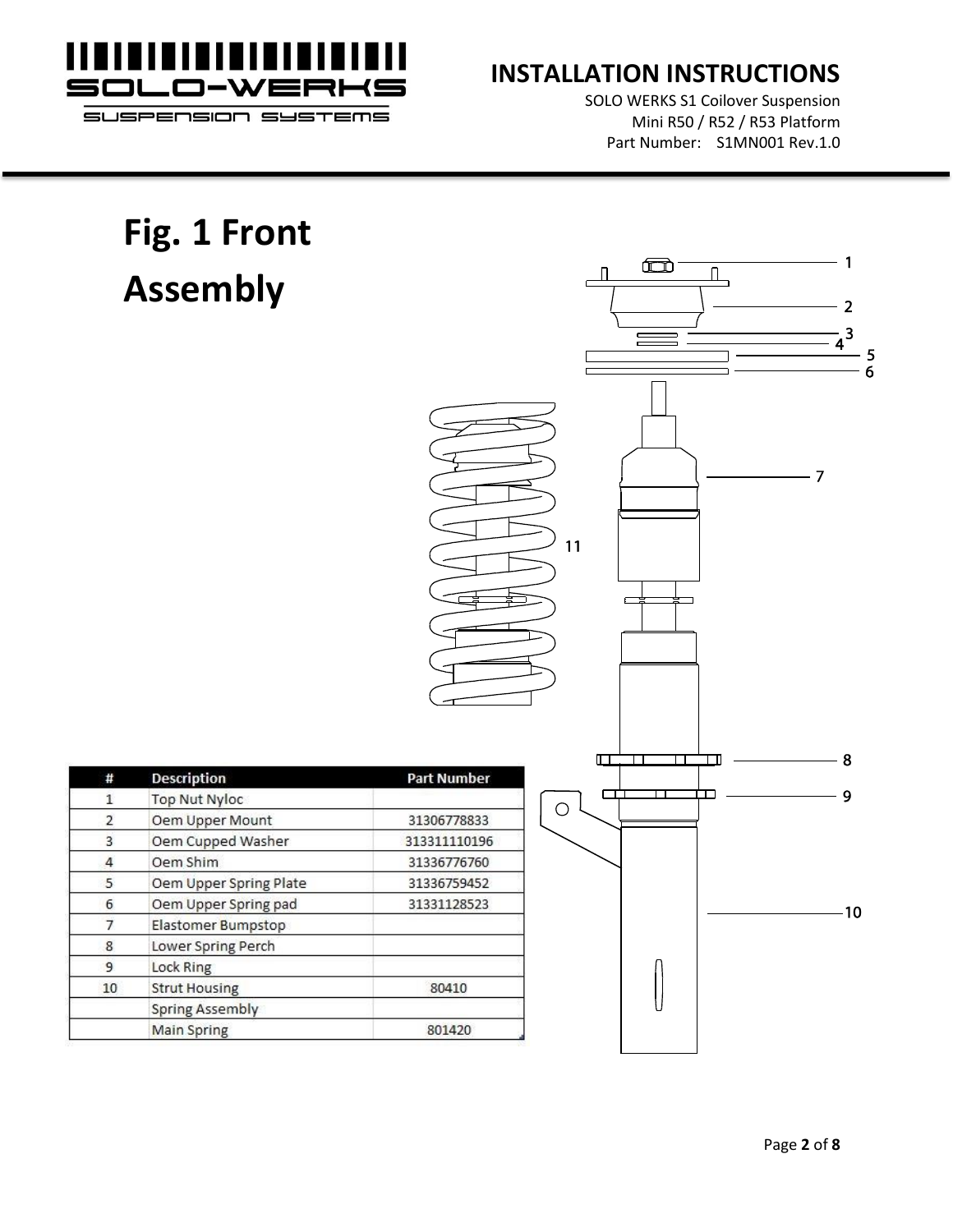# Fig. 1 Front Assembly

| # | Description | Part Number |
|---|---|---|
| 1 | Top Nut Nyloc | |
| 2 | Oem Upper Mount | 31306778833 |
| 3 | Oem Cupped Washer | 313311110196 |
| 4 | Oem Shim | 31336776760 |
| 5 | Oem Upper Spring Plate | 31336759452 |
| 6 | Oem Upper Spring pad | 31331128523 |
| 7 | Elastomer Bumpstop | |
| 8 | Lower Spring Perch | |
| 9 | Lock Ring | |
| 10 | Strut Housing | 80410 |
| | Spring Assembly | |
| | Main Spring | 801420 |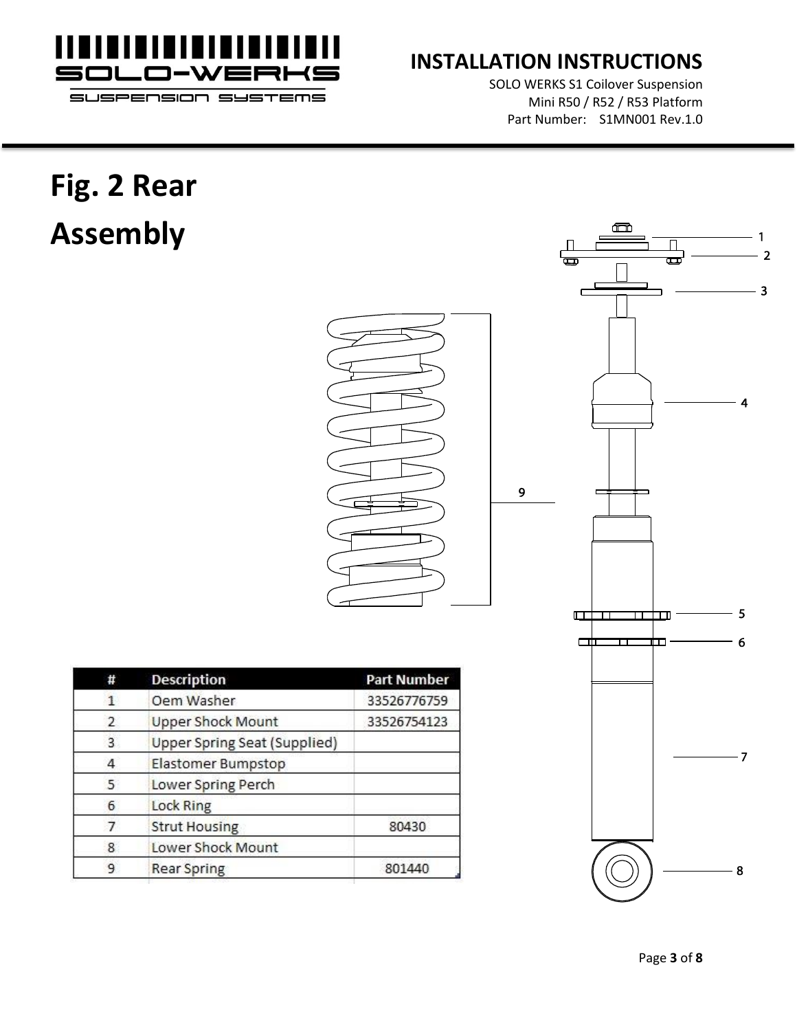# Fig. 2 Rear Assembly

| # | Description | Part Number |
|---|---|---|
| 1 | Oem Washer | 33526776759 |
| 2 | Upper Shock Mount | 33526754123 |
| 3 | Upper Spring Seat (Supplied) | |
| 4 | Elastomer Bumpstop | |
| 5 | Lower Spring Perch | |
| 6 | Lock Ring | |
| 7 | Strut Housing | 80430 |
| 8 | Lower Shock Mount | |
| 9 | Rear Spring | 801440 |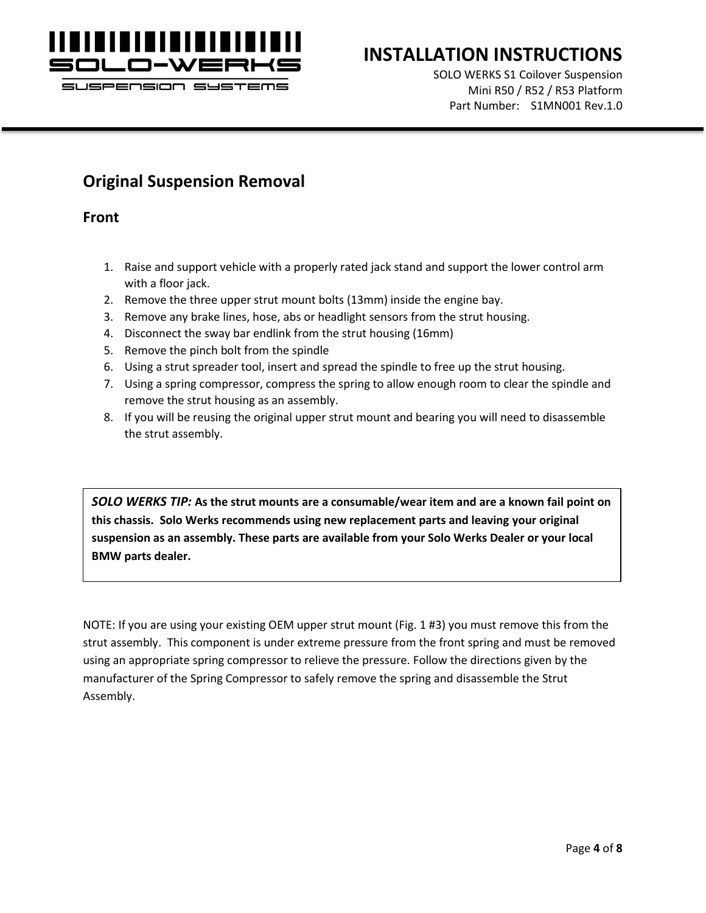## Original Suspension Removal

### Front

1. Raise and support vehicle with a properly rated jack stand and support the lower control arm with a floor jack.
2. Remove the three upper strut mount bolts (13mm) inside the engine bay.
3. Remove any brake lines, hose, abs or headlight sensors from the strut housing.
4. Disconnect the sway bar endlink from the strut housing (16mm)
5. Remove the pinch bolt from the spindle
6. Using a strut spreader tool, insert and spread the spindle to free up the strut housing.
7. Using a spring compressor, compress the spring to allow enough room to clear the spindle and remove the strut housing as an assembly.
8. If you will be reusing the original upper strut mount and bearing you will need to disassemble the strut assembly.

> ***SOLO WERKS TIP:*** **As the strut mounts are a consumable/wear item and are a known fail point on this chassis. Solo Werks recommends using new replacement parts and leaving your original suspension as an assembly. These parts are available from your Solo Werks Dealer or your local BMW parts dealer.**

NOTE: If you are using your existing OEM upper strut mount (Fig. 1 #3) you must remove this from the strut assembly. This component is under extreme pressure from the front spring and must be removed using an appropriate spring compressor to relieve the pressure. Follow the directions given by the manufacturer of the Spring Compressor to safely remove the spring and disassemble the Strut Assembly.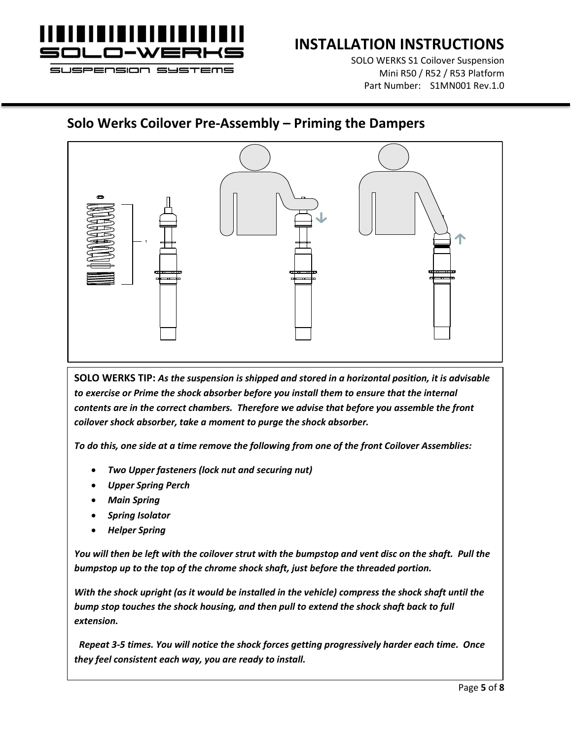## Solo Werks Coilover Pre-Assembly – Priming the Dampers

**SOLO WERKS TIP:** ***As the suspension is shipped and stored in a horizontal position, it is advisable to exercise or Prime the shock absorber before you install them to ensure that the internal contents are in the correct chambers. Therefore we advise that before you assemble the front coilover shock absorber, take a moment to purge the shock absorber.***

***To do this, one side at a time remove the following from one of the front Coilover Assemblies:***

- ***Two Upper fasteners (lock nut and securing nut)***
- ***Upper Spring Perch***
- ***Main Spring***
- ***Spring Isolator***
- ***Helper Spring***

***You will then be left with the coilover strut with the bumpstop and vent disc on the shaft. Pull the bumpstop up to the top of the chrome shock shaft, just before the threaded portion.***

***With the shock upright (as it would be installed in the vehicle) compress the shock shaft until the bump stop touches the shock housing, and then pull to extend the shock shaft back to full extension.***

***Repeat 3-5 times. You will notice the shock forces getting progressively harder each time. Once they feel consistent each way, you are ready to install.***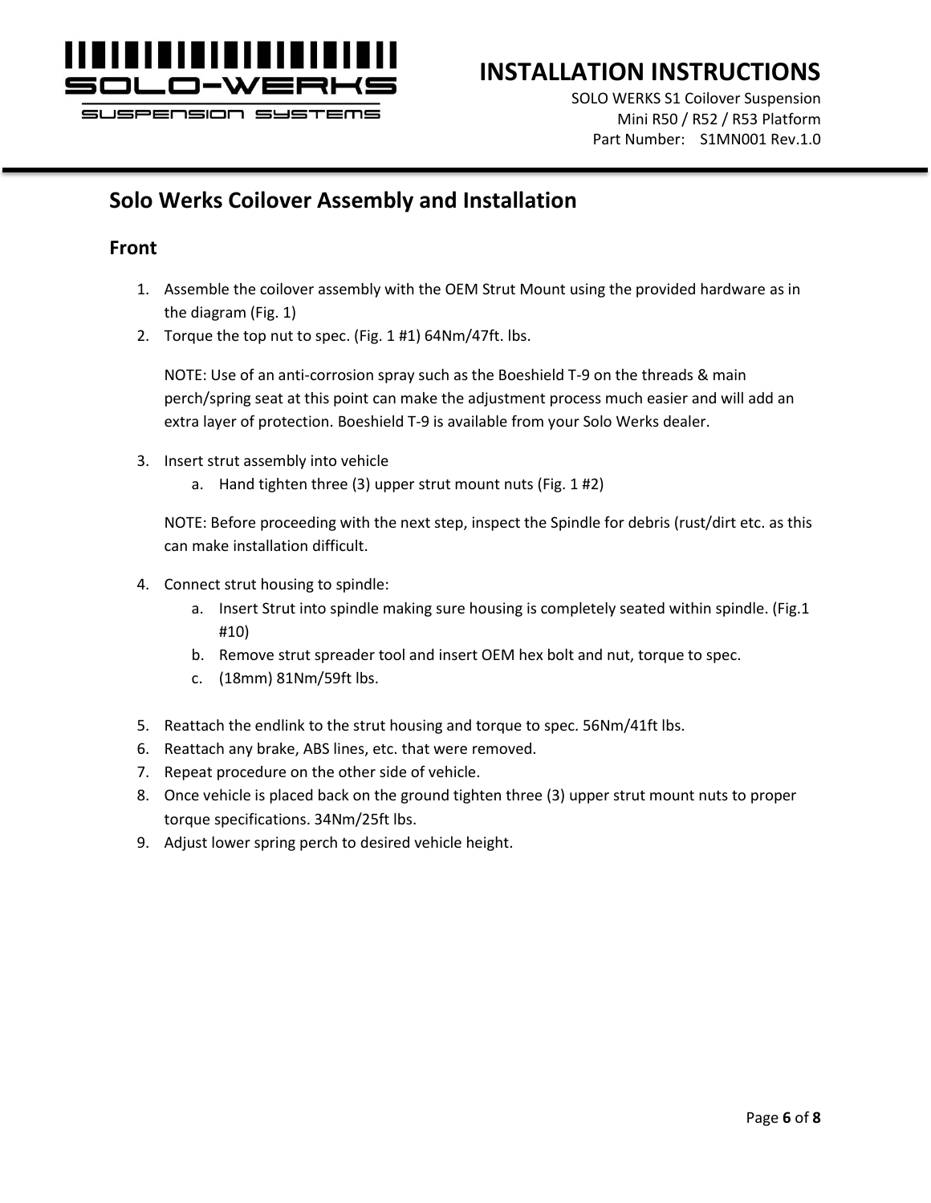## Solo Werks Coilover Assembly and Installation

### Front

1. Assemble the coilover assembly with the OEM Strut Mount using the provided hardware as in the diagram (Fig. 1)
2. Torque the top nut to spec. (Fig. 1 #1) 64Nm/47ft. lbs.

   NOTE: Use of an anti-corrosion spray such as the Boeshield T-9 on the threads & main perch/spring seat at this point can make the adjustment process much easier and will add an extra layer of protection. Boeshield T-9 is available from your Solo Werks dealer.

3. Insert strut assembly into vehicle
   a. Hand tighten three (3) upper strut mount nuts (Fig. 1 #2)

   NOTE: Before proceeding with the next step, inspect the Spindle for debris (rust/dirt etc. as this can make installation difficult.

4. Connect strut housing to spindle:
   a. Insert Strut into spindle making sure housing is completely seated within spindle. (Fig.1 #10)
   b. Remove strut spreader tool and insert OEM hex bolt and nut, torque to spec.
   c. (18mm) 81Nm/59ft lbs.

5. Reattach the endlink to the strut housing and torque to spec. 56Nm/41ft lbs.
6. Reattach any brake, ABS lines, etc. that were removed.
7. Repeat procedure on the other side of vehicle.
8. Once vehicle is placed back on the ground tighten three (3) upper strut mount nuts to proper torque specifications. 34Nm/25ft lbs.
9. Adjust lower spring perch to desired vehicle height.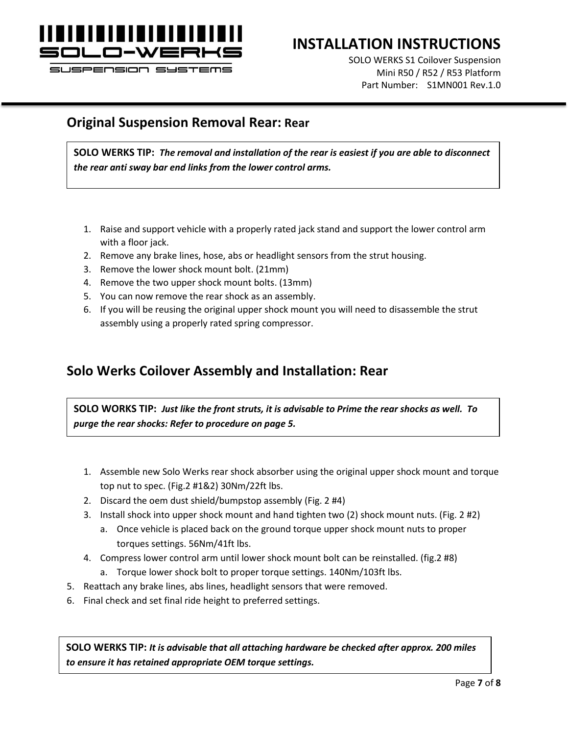## Original Suspension Removal Rear: Rear

> **SOLO WERKS TIP:** ***The removal and installation of the rear is easiest if you are able to disconnect the rear anti sway bar end links from the lower control arms.***

1. Raise and support vehicle with a properly rated jack stand and support the lower control arm with a floor jack.
2. Remove any brake lines, hose, abs or headlight sensors from the strut housing.
3. Remove the lower shock mount bolt. (21mm)
4. Remove the two upper shock mount bolts. (13mm)
5. You can now remove the rear shock as an assembly.
6. If you will be reusing the original upper shock mount you will need to disassemble the strut assembly using a properly rated spring compressor.

## Solo Werks Coilover Assembly and Installation: Rear

> **SOLO WORKS TIP:** ***Just like the front struts, it is advisable to Prime the rear shocks as well. To purge the rear shocks: Refer to procedure on page 5.***

1. Assemble new Solo Werks rear shock absorber using the original upper shock mount and torque top nut to spec. (Fig.2 #1&2) 30Nm/22ft lbs.
2. Discard the oem dust shield/bumpstop assembly (Fig. 2 #4)
3. Install shock into upper shock mount and hand tighten two (2) shock mount nuts. (Fig. 2 #2)
   a. Once vehicle is placed back on the ground torque upper shock mount nuts to proper torques settings. 56Nm/41ft lbs.
4. Compress lower control arm until lower shock mount bolt can be reinstalled. (fig.2 #8)
   a. Torque lower shock bolt to proper torque settings. 140Nm/103ft lbs.
5. Reattach any brake lines, abs lines, headlight sensors that were removed.
6. Final check and set final ride height to preferred settings.

> **SOLO WERKS TIP:** ***It is advisable that all attaching hardware be checked after approx. 200 miles to ensure it has retained appropriate OEM torque settings.***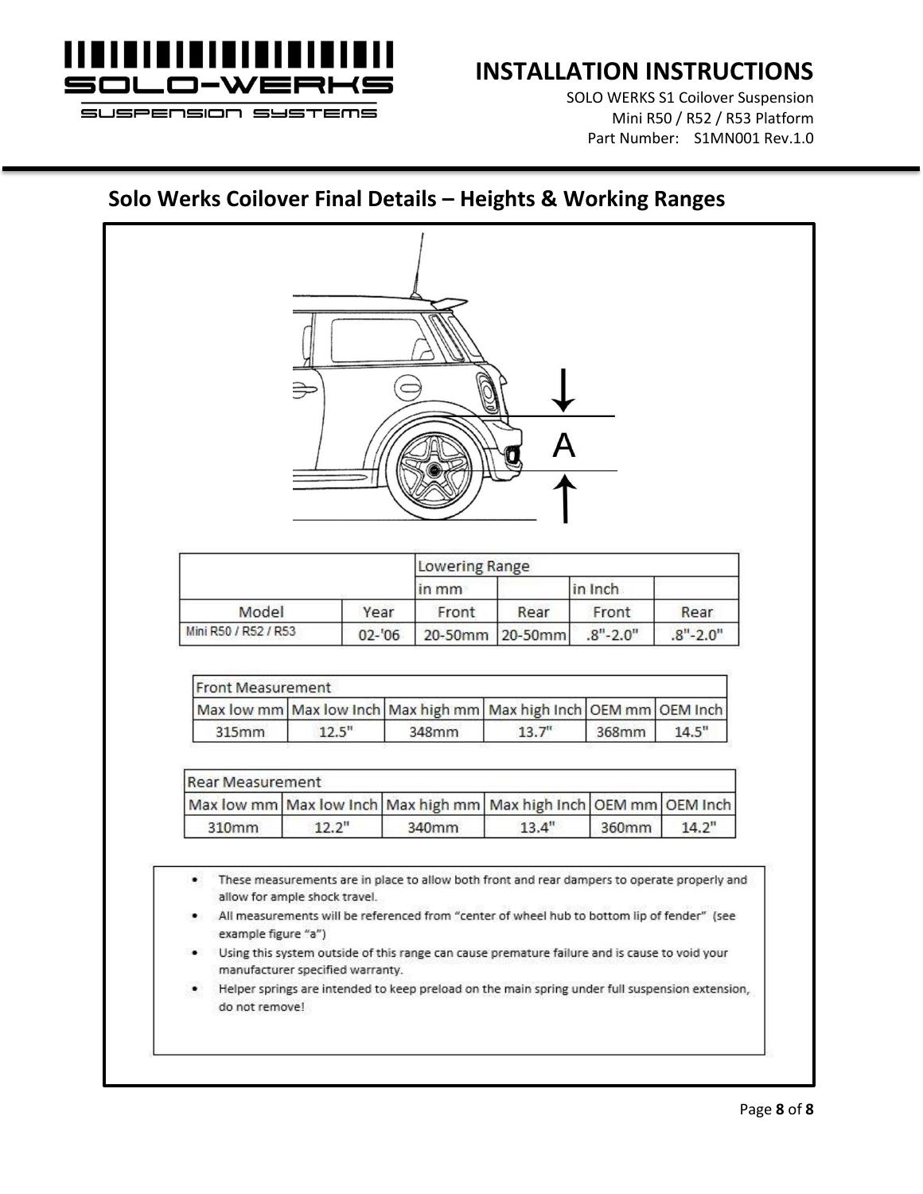## Solo Werks Coilover Final Details – Heights & Working Ranges

A

| | | Lowering Range | | | |
|---|---|---|---|---|---|
| | | in mm | | in Inch | |
| Model | Year | Front | Rear | Front | Rear |
| Mini R50 / R52 / R53 | 02-'06 | 20-50mm | 20-50mm | .8"-2.0" | .8"-2.0" |

| Front Measurement | | | | | |
|---|---|---|---|---|---|
| Max low mm | Max low Inch | Max high mm | Max high Inch | OEM mm | OEM Inch |
| 315mm | 12.5" | 348mm | 13.7" | 368mm | 14.5" |

| Rear Measurement | | | | | |
|---|---|---|---|---|---|
| Max low mm | Max low Inch | Max high mm | Max high Inch | OEM mm | OEM Inch |
| 310mm | 12.2" | 340mm | 13.4" | 360mm | 14.2" |

- These measurements are in place to allow both front and rear dampers to operate properly and allow for ample shock travel.
- All measurements will be referenced from "center of wheel hub to bottom lip of fender" (see example figure "a")
- Using this system outside of this range can cause premature failure and is cause to void your manufacturer specified warranty.
- Helper springs are intended to keep preload on the main spring under full suspension extension, do not remove!